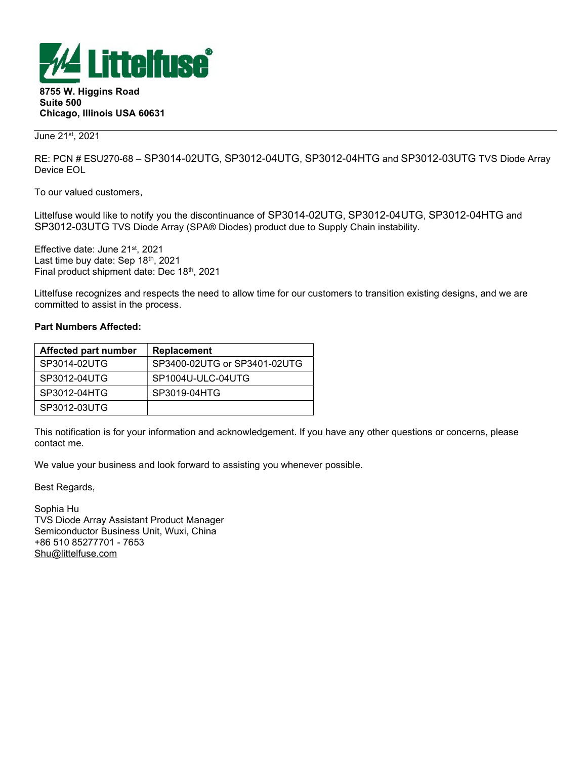**Littelfuse®**

**8755 W. Higgins Road**
**Suite 500**
**Chicago, Illinois USA 60631**

June 21st, 2021

RE: PCN # ESU270-68 – SP3014-02UTG, SP3012-04UTG, SP3012-04HTG and SP3012-03UTG TVS Diode Array Device EOL

To our valued customers,

Littelfuse would like to notify you the discontinuance of SP3014-02UTG, SP3012-04UTG, SP3012-04HTG and SP3012-03UTG TVS Diode Array (SPA® Diodes) product due to Supply Chain instability.

Effective date: June 21st, 2021
Last time buy date: Sep 18th, 2021
Final product shipment date: Dec 18th, 2021

Littelfuse recognizes and respects the need to allow time for our customers to transition existing designs, and we are committed to assist in the process.

**Part Numbers Affected:**

| Affected part number | Replacement |
|---|---|
| SP3014-02UTG | SP3400-02UTG or SP3401-02UTG |
| SP3012-04UTG | SP1004U-ULC-04UTG |
| SP3012-04HTG | SP3019-04HTG |
| SP3012-03UTG | |

This notification is for your information and acknowledgement. If you have any other questions or concerns, please contact me.

We value your business and look forward to assisting you whenever possible.

Best Regards,

Sophia Hu
TVS Diode Array Assistant Product Manager
Semiconductor Business Unit, Wuxi, China
+86 510 85277701 - 7653
Shu@littelfuse.com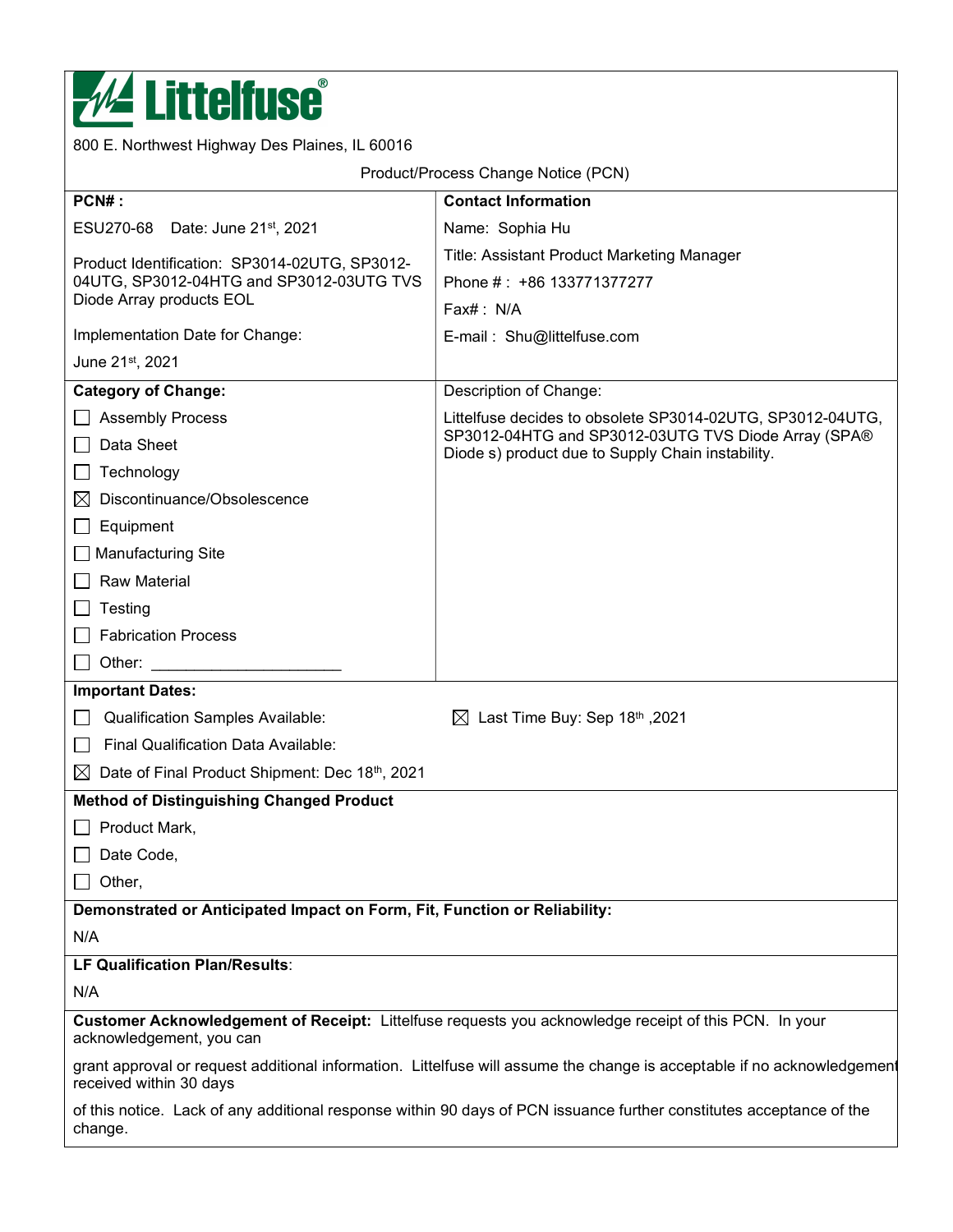# Littelfuse®

800 E. Northwest Highway Des Plaines, IL 60016

Product/Process Change Notice (PCN)

| **PCN# :** | **Contact Information** |
|---|---|
| ESU270-68 Date: June 21st, 2021 | Name: Sophia Hu |
| Product Identification: SP3014-02UTG, SP3012-04UTG, SP3012-04HTG and SP3012-03UTG TVS Diode Array products EOL | Title: Assistant Product Marketing Manager<br>Phone # : +86 133771377277<br>Fax# : N/A |
| Implementation Date for Change:<br>June 21st, 2021 | E-mail : Shu@littelfuse.com |

| **Category of Change:** | Description of Change: |
|---|---|
| ☐ Assembly Process<br>☐ Data Sheet<br>☐ Technology<br>☒ Discontinuance/Obsolescence<br>☐ Equipment<br>☐ Manufacturing Site<br>☐ Raw Material<br>☐ Testing<br>☐ Fabrication Process<br>☐ Other: ____________________ | Littelfuse decides to obsolete SP3014-02UTG, SP3012-04UTG, SP3012-04HTG and SP3012-03UTG TVS Diode Array (SPA® Diode s) product due to Supply Chain instability. |

**Important Dates:**

☐ Qualification Samples Available: ☒ Last Time Buy: Sep 18th ,2021

☐ Final Qualification Data Available:

☒ Date of Final Product Shipment: Dec 18th, 2021

**Method of Distinguishing Changed Product**

☐ Product Mark,

☐ Date Code,

☐ Other,

**Demonstrated or Anticipated Impact on Form, Fit, Function or Reliability:**

N/A

**LF Qualification Plan/Results**:

N/A

**Customer Acknowledgement of Receipt:** Littelfuse requests you acknowledge receipt of this PCN. In your acknowledgement, you can

grant approval or request additional information. Littelfuse will assume the change is acceptable if no acknowledgement received within 30 days

of this notice. Lack of any additional response within 90 days of PCN issuance further constitutes acceptance of the change.